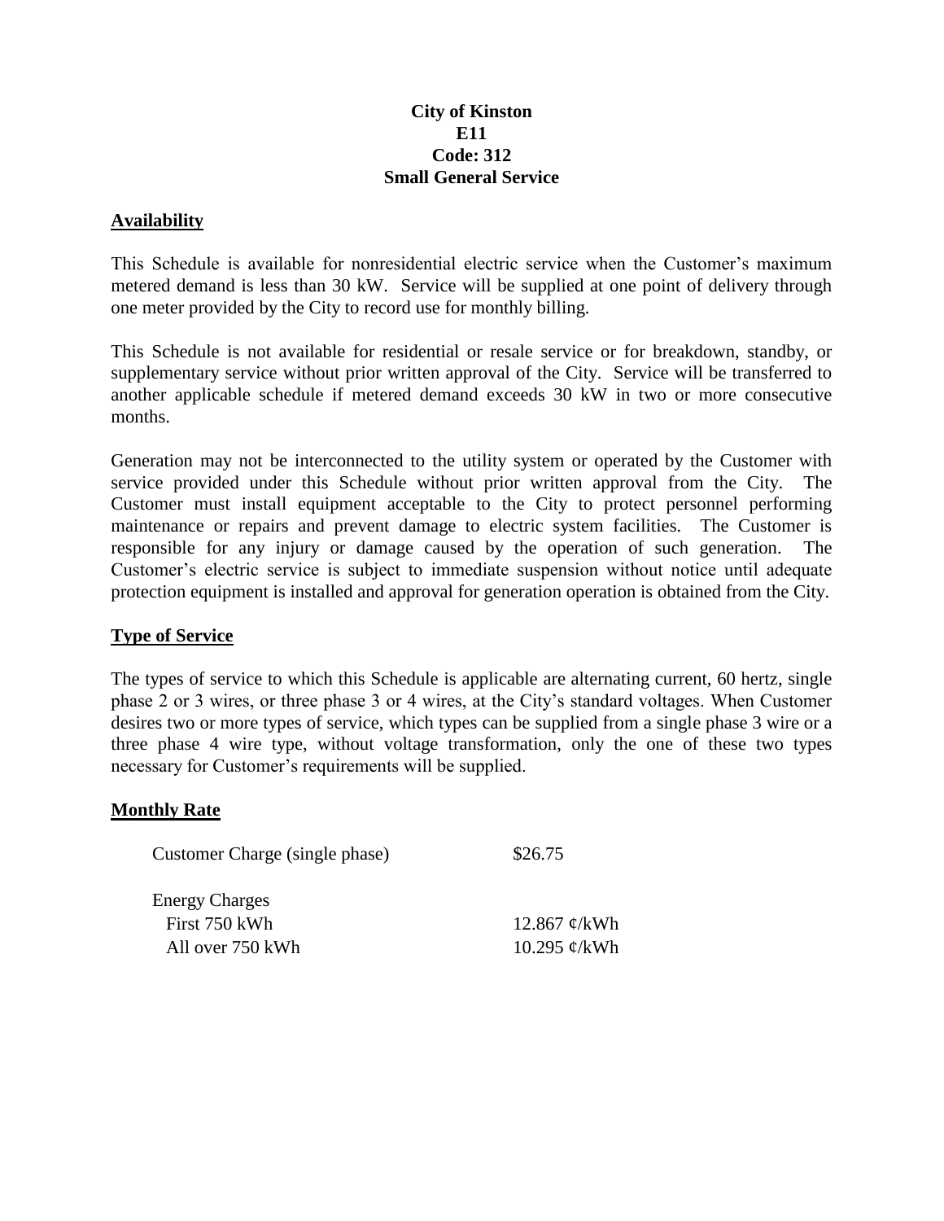# City of Kinston
# E11
# Code: 312
# Small General Service

## Availability

This Schedule is available for nonresidential electric service when the Customer's maximum metered demand is less than 30 kW. Service will be supplied at one point of delivery through one meter provided by the City to record use for monthly billing.

This Schedule is not available for residential or resale service or for breakdown, standby, or supplementary service without prior written approval of the City. Service will be transferred to another applicable schedule if metered demand exceeds 30 kW in two or more consecutive months.

Generation may not be interconnected to the utility system or operated by the Customer with service provided under this Schedule without prior written approval from the City. The Customer must install equipment acceptable to the City to protect personnel performing maintenance or repairs and prevent damage to electric system facilities. The Customer is responsible for any injury or damage caused by the operation of such generation. The Customer's electric service is subject to immediate suspension without notice until adequate protection equipment is installed and approval for generation operation is obtained from the City.

## Type of Service

The types of service to which this Schedule is applicable are alternating current, 60 hertz, single phase 2 or 3 wires, or three phase 3 or 4 wires, at the City's standard voltages. When Customer desires two or more types of service, which types can be supplied from a single phase 3 wire or a three phase 4 wire type, without voltage transformation, only the one of these two types necessary for Customer's requirements will be supplied.

## Monthly Rate

| | |
|---|---|
| Customer Charge (single phase) | $26.75 |
| Energy Charges | |
| First 750 kWh | 12.867 ¢/kWh |
| All over 750 kWh | 10.295 ¢/kWh |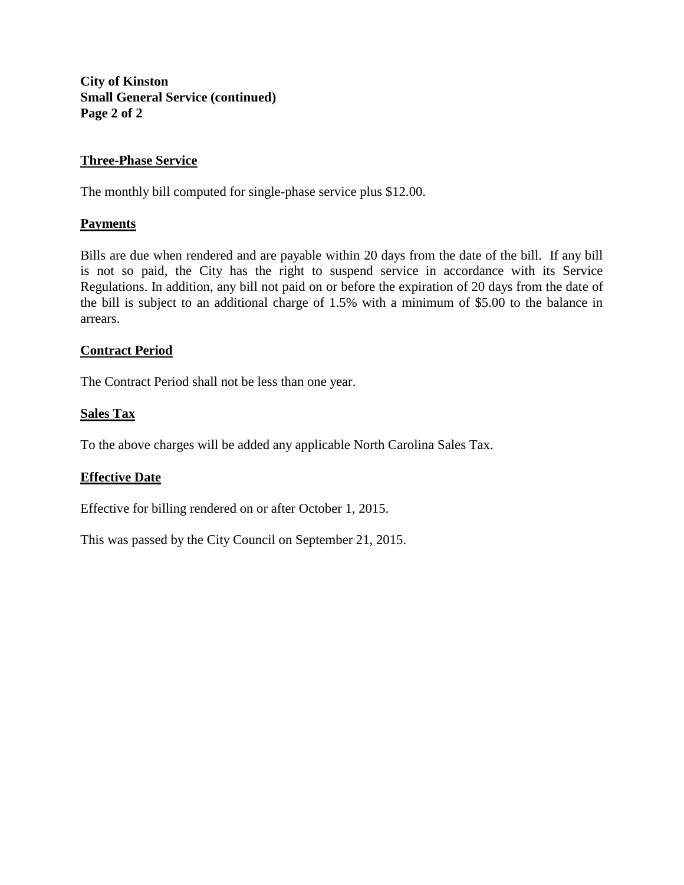## Three-Phase Service

The monthly bill computed for single-phase service plus $12.00.

## Payments

Bills are due when rendered and are payable within 20 days from the date of the bill. If any bill is not so paid, the City has the right to suspend service in accordance with its Service Regulations. In addition, any bill not paid on or before the expiration of 20 days from the date of the bill is subject to an additional charge of 1.5% with a minimum of $5.00 to the balance in arrears.

## Contract Period

The Contract Period shall not be less than one year.

## Sales Tax

To the above charges will be added any applicable North Carolina Sales Tax.

## Effective Date

Effective for billing rendered on or after October 1, 2015.

This was passed by the City Council on September 21, 2015.